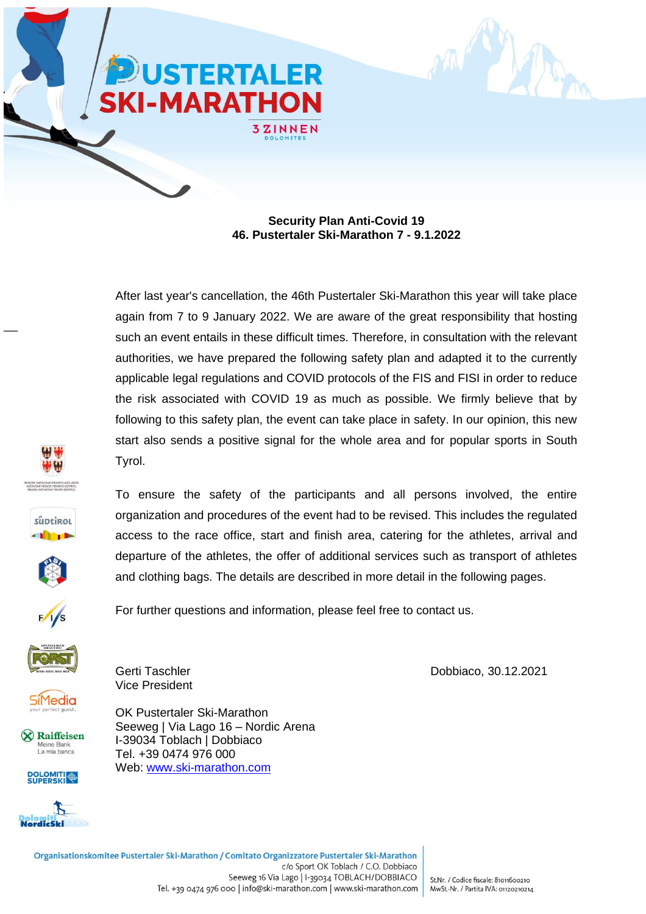# Security Plan Anti-Covid 19
## 46. Pustertaler Ski-Marathon 7 - 9.1.2022

After last year's cancellation, the 46th Pustertaler Ski-Marathon this year will take place again from 7 to 9 January 2022. We are aware of the great responsibility that hosting such an event entails in these difficult times. Therefore, in consultation with the relevant authorities, we have prepared the following safety plan and adapted it to the currently applicable legal regulations and COVID protocols of the FIS and FISI in order to reduce the risk associated with COVID 19 as much as possible. We firmly believe that by following to this safety plan, the event can take place in safety. In our opinion, this new start also sends a positive signal for the whole area and for popular sports in South Tyrol.

To ensure the safety of the participants and all persons involved, the entire organization and procedures of the event had to be revised. This includes the regulated access to the race office, start and finish area, catering for the athletes, arrival and departure of the athletes, the offer of additional services such as transport of athletes and clothing bags. The details are described in more detail in the following pages.

For further questions and information, please feel free to contact us.

Gerti Taschler
Vice President

Dobbiaco, 30.12.2021

OK Pustertaler Ski-Marathon
Seeweg | Via Lago 16 – Nordic Arena
I-39034 Toblach | Dobbiaco
Tel. +39 0474 976 000
Web: www.ski-marathon.com

Organisationskomitee Pustertaler Ski-Marathon / Comitato Organizzatore Pustertaler Ski-Marathon
c/o Sport OK Toblach / C.O. Dobbiaco
Seeweg 16 Via Lago | I-39034 TOBLACH/DOBBIACO
Tel. +39 0474 976 000 | info@ski-marathon.com | www.ski-marathon.com

St.Nr. / Codice fiscale: 81011600210
MwSt.-Nr. / Partita IVA: 01120210214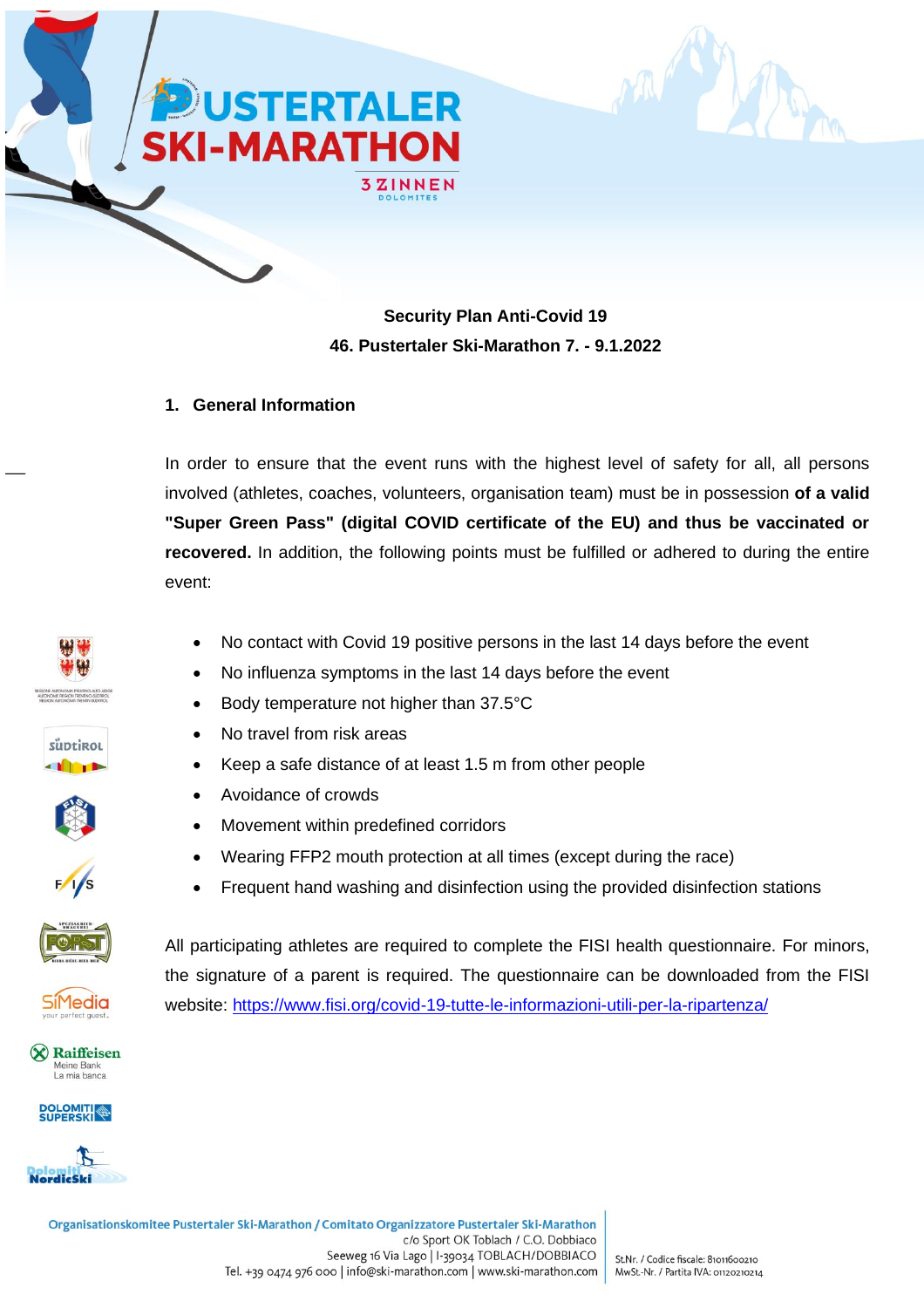**Security Plan Anti-Covid 19**

**46. Pustertaler Ski-Marathon 7. - 9.1.2022**

## 1. General Information

In order to ensure that the event runs with the highest level of safety for all, all persons involved (athletes, coaches, volunteers, organisation team) must be in possession **of a valid "Super Green Pass" (digital COVID certificate of the EU) and thus be vaccinated or recovered.** In addition, the following points must be fulfilled or adhered to during the entire event:

- No contact with Covid 19 positive persons in the last 14 days before the event
- No influenza symptoms in the last 14 days before the event
- Body temperature not higher than 37.5°C
- No travel from risk areas
- Keep a safe distance of at least 1.5 m from other people
- Avoidance of crowds
- Movement within predefined corridors
- Wearing FFP2 mouth protection at all times (except during the race)
- Frequent hand washing and disinfection using the provided disinfection stations

All participating athletes are required to complete the FISI health questionnaire. For minors, the signature of a parent is required. The questionnaire can be downloaded from the FISI website: https://www.fisi.org/covid-19-tutte-le-informazioni-utili-per-la-ripartenza/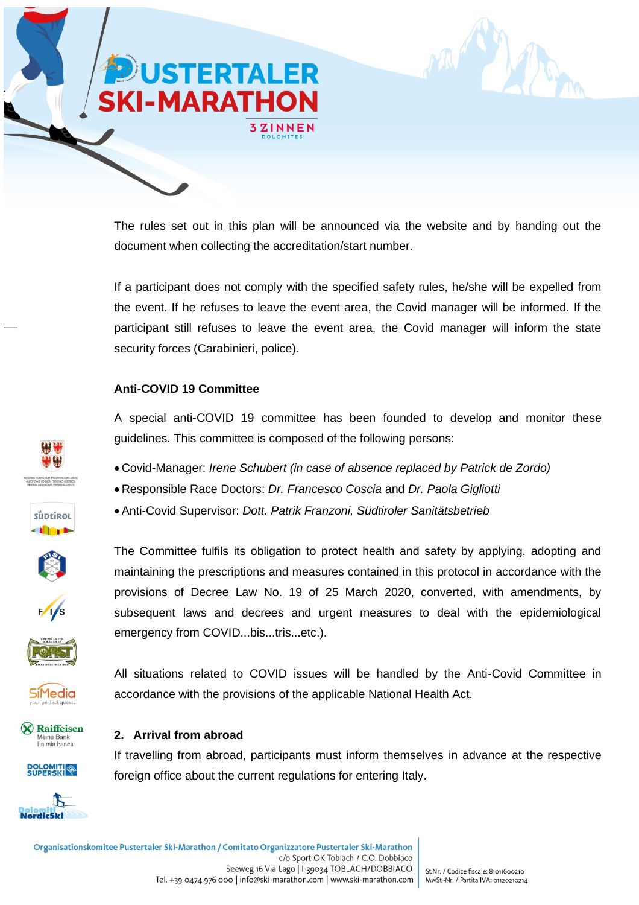The rules set out in this plan will be announced via the website and by handing out the document when collecting the accreditation/start number.

If a participant does not comply with the specified safety rules, he/she will be expelled from the event. If he refuses to leave the event area, the Covid manager will be informed. If the participant still refuses to leave the event area, the Covid manager will inform the state security forces (Carabinieri, police).

**Anti-COVID 19 Committee**

A special anti-COVID 19 committee has been founded to develop and monitor these guidelines. This committee is composed of the following persons:

- Covid-Manager: *Irene Schubert (in case of absence replaced by Patrick de Zordo)*
- Responsible Race Doctors: *Dr. Francesco Coscia* and *Dr. Paola Gigliotti*
- Anti-Covid Supervisor: *Dott. Patrik Franzoni, Südtiroler Sanitätsbetrieb*

The Committee fulfils its obligation to protect health and safety by applying, adopting and maintaining the prescriptions and measures contained in this protocol in accordance with the provisions of Decree Law No. 19 of 25 March 2020, converted, with amendments, by subsequent laws and decrees and urgent measures to deal with the epidemiological emergency from COVID...bis...tris...etc.).

All situations related to COVID issues will be handled by the Anti-Covid Committee in accordance with the provisions of the applicable National Health Act.

## 2. Arrival from abroad

If travelling from abroad, participants must inform themselves in advance at the respective foreign office about the current regulations for entering Italy.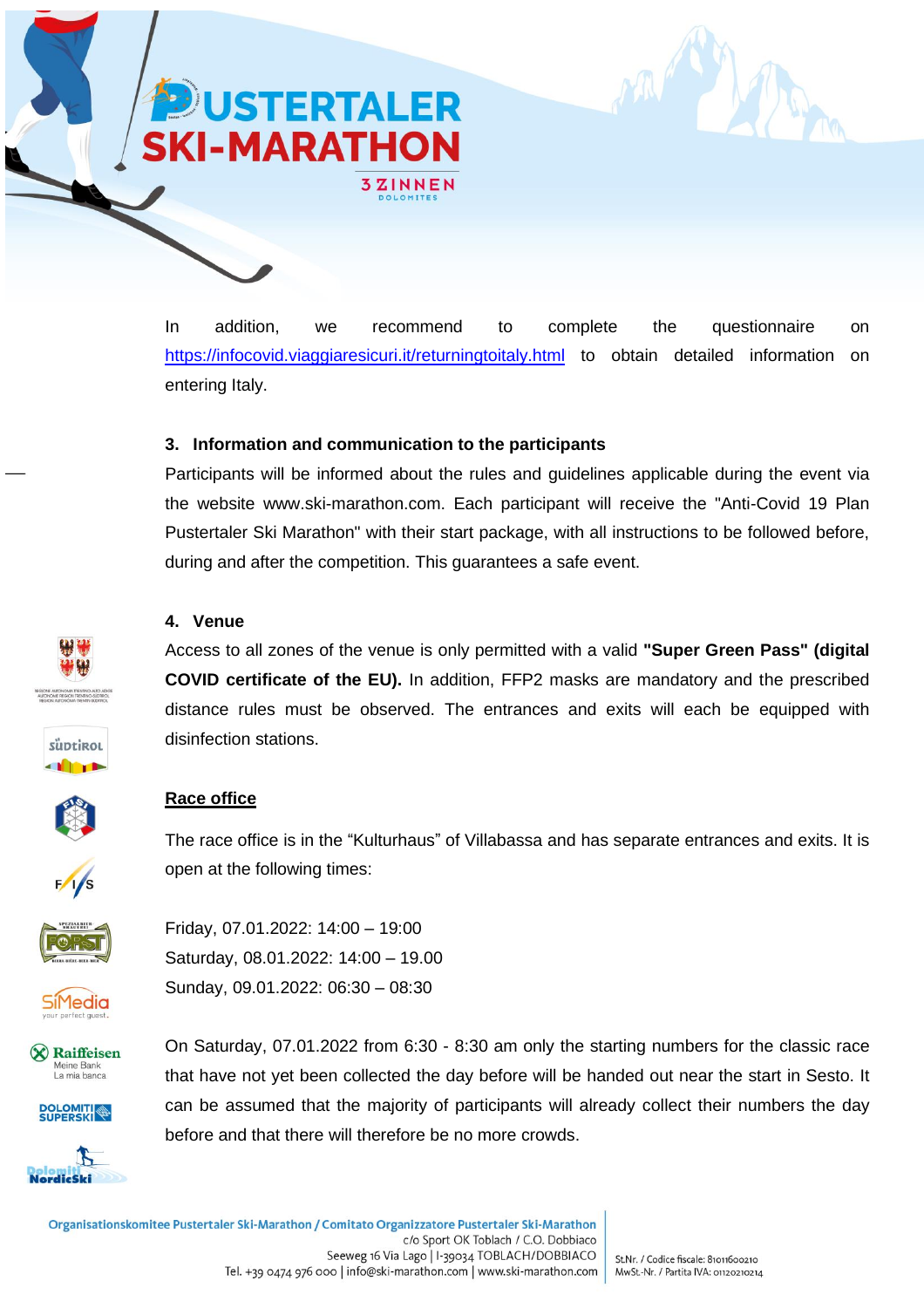In addition, we recommend to complete the questionnaire on https://infocovid.viaggiaresicuri.it/returningtoitaly.html to obtain detailed information on entering Italy.

### 3. Information and communication to the participants

Participants will be informed about the rules and guidelines applicable during the event via the website www.ski-marathon.com. Each participant will receive the "Anti-Covid 19 Plan Pustertaler Ski Marathon" with their start package, with all instructions to be followed before, during and after the competition. This guarantees a safe event.

### 4. Venue

Access to all zones of the venue is only permitted with a valid **"Super Green Pass" (digital COVID certificate of the EU).** In addition, FFP2 masks are mandatory and the prescribed distance rules must be observed. The entrances and exits will each be equipped with disinfection stations.

**Race office**

The race office is in the "Kulturhaus" of Villabassa and has separate entrances and exits. It is open at the following times:

Friday, 07.01.2022: 14:00 – 19:00
Saturday, 08.01.2022: 14:00 – 19.00
Sunday, 09.01.2022: 06:30 – 08:30

On Saturday, 07.01.2022 from 6:30 - 8:30 am only the starting numbers for the classic race that have not yet been collected the day before will be handed out near the start in Sesto. It can be assumed that the majority of participants will already collect their numbers the day before and that there will therefore be no more crowds.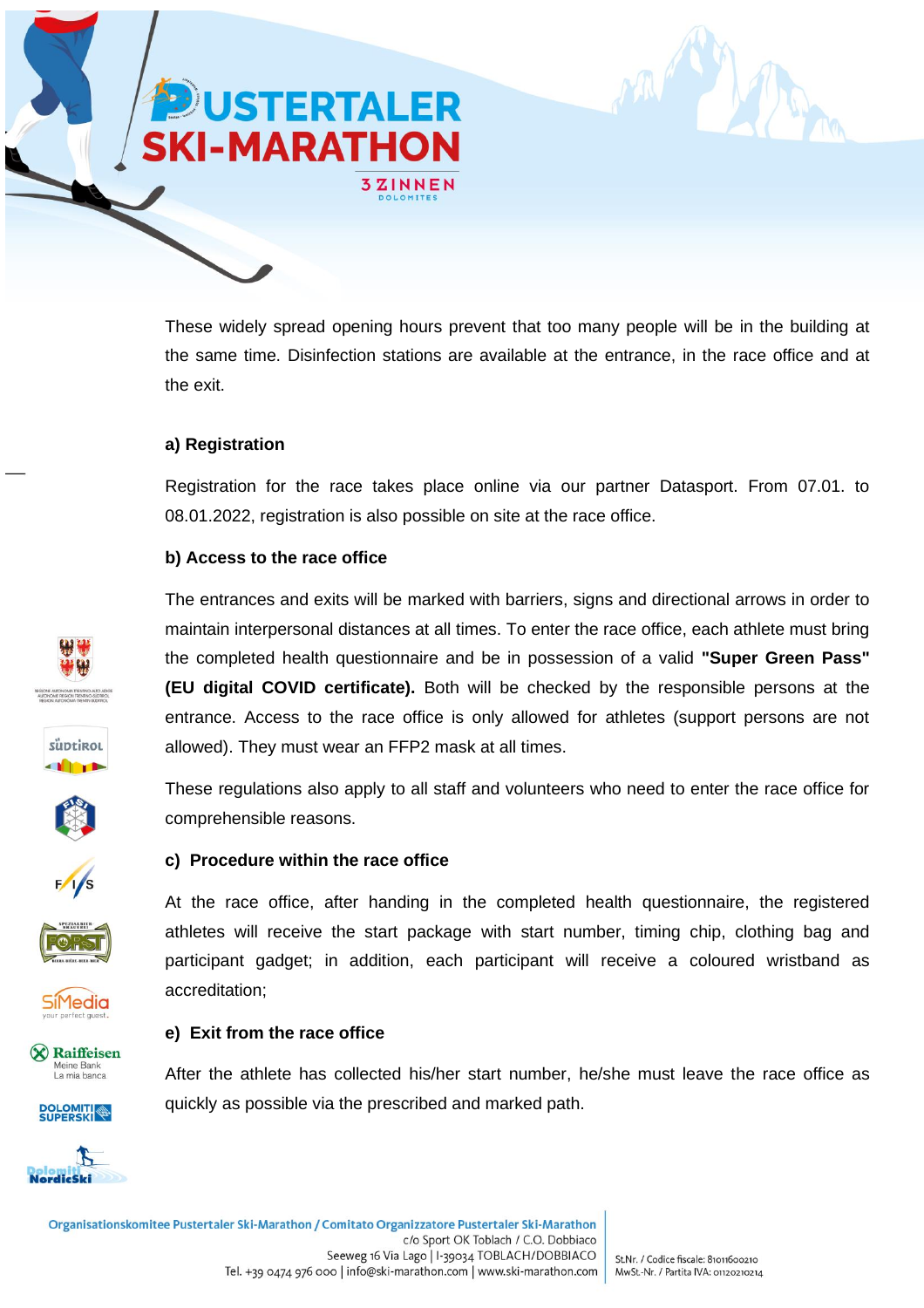These widely spread opening hours prevent that too many people will be in the building at the same time. Disinfection stations are available at the entrance, in the race office and at the exit.

**a) Registration**

Registration for the race takes place online via our partner Datasport. From 07.01. to 08.01.2022, registration is also possible on site at the race office.

**b) Access to the race office**

The entrances and exits will be marked with barriers, signs and directional arrows in order to maintain interpersonal distances at all times. To enter the race office, each athlete must bring the completed health questionnaire and be in possession of a valid **"Super Green Pass" (EU digital COVID certificate).** Both will be checked by the responsible persons at the entrance. Access to the race office is only allowed for athletes (support persons are not allowed). They must wear an FFP2 mask at all times.

These regulations also apply to all staff and volunteers who need to enter the race office for comprehensible reasons.

**c) Procedure within the race office**

At the race office, after handing in the completed health questionnaire, the registered athletes will receive the start package with start number, timing chip, clothing bag and participant gadget; in addition, each participant will receive a coloured wristband as accreditation;

**e) Exit from the race office**

After the athlete has collected his/her start number, he/she must leave the race office as quickly as possible via the prescribed and marked path.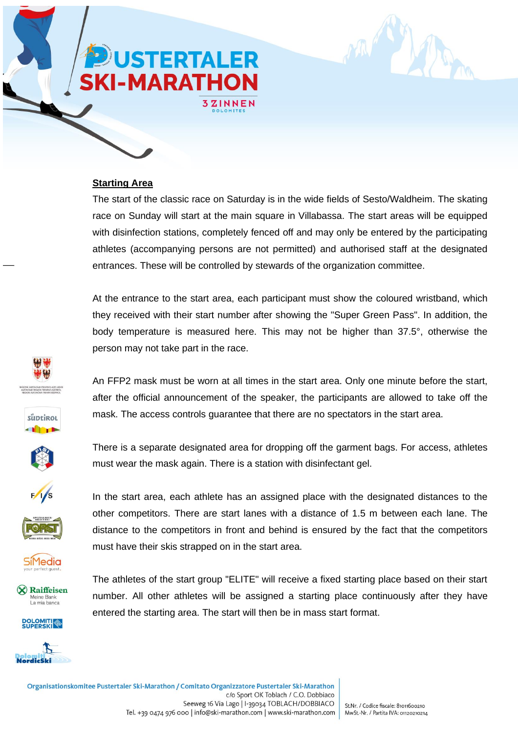## Starting Area

The start of the classic race on Saturday is in the wide fields of Sesto/Waldheim. The skating race on Sunday will start at the main square in Villabassa. The start areas will be equipped with disinfection stations, completely fenced off and may only be entered by the participating athletes (accompanying persons are not permitted) and authorised staff at the designated entrances. These will be controlled by stewards of the organization committee.

At the entrance to the start area, each participant must show the coloured wristband, which they received with their start number after showing the "Super Green Pass". In addition, the body temperature is measured here. This may not be higher than 37.5°, otherwise the person may not take part in the race.

An FFP2 mask must be worn at all times in the start area. Only one minute before the start, after the official announcement of the speaker, the participants are allowed to take off the mask. The access controls guarantee that there are no spectators in the start area.

There is a separate designated area for dropping off the garment bags. For access, athletes must wear the mask again. There is a station with disinfectant gel.

In the start area, each athlete has an assigned place with the designated distances to the other competitors. There are start lanes with a distance of 1.5 m between each lane. The distance to the competitors in front and behind is ensured by the fact that the competitors must have their skis strapped on in the start area.

The athletes of the start group "ELITE" will receive a fixed starting place based on their start number. All other athletes will be assigned a starting place continuously after they have entered the starting area. The start will then be in mass start format.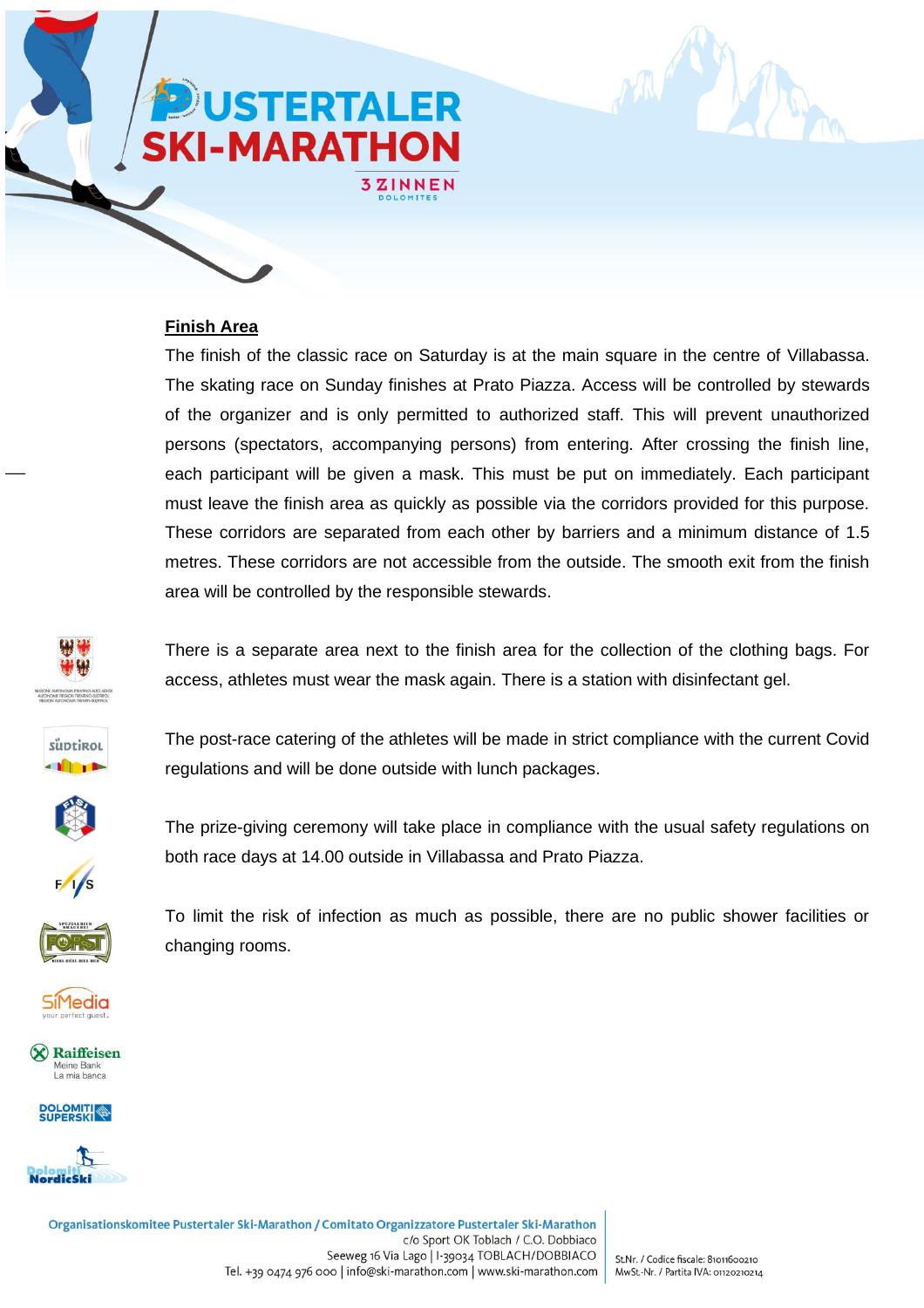## Finish Area

The finish of the classic race on Saturday is at the main square in the centre of Villabassa. The skating race on Sunday finishes at Prato Piazza. Access will be controlled by stewards of the organizer and is only permitted to authorized staff. This will prevent unauthorized persons (spectators, accompanying persons) from entering. After crossing the finish line, each participant will be given a mask. This must be put on immediately. Each participant must leave the finish area as quickly as possible via the corridors provided for this purpose. These corridors are separated from each other by barriers and a minimum distance of 1.5 metres. These corridors are not accessible from the outside. The smooth exit from the finish area will be controlled by the responsible stewards.

There is a separate area next to the finish area for the collection of the clothing bags. For access, athletes must wear the mask again. There is a station with disinfectant gel.

The post-race catering of the athletes will be made in strict compliance with the current Covid regulations and will be done outside with lunch packages.

The prize-giving ceremony will take place in compliance with the usual safety regulations on both race days at 14.00 outside in Villabassa and Prato Piazza.

To limit the risk of infection as much as possible, there are no public shower facilities or changing rooms.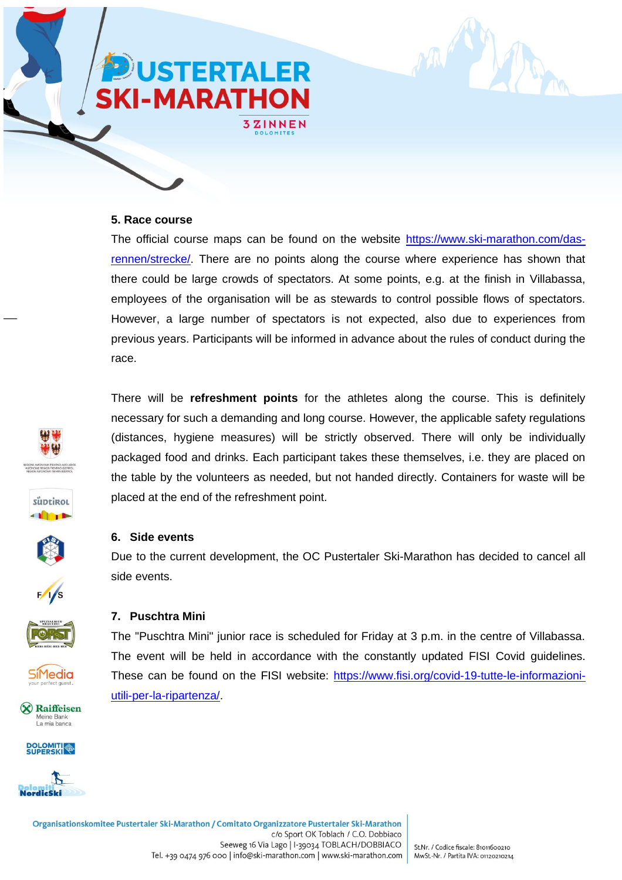## 5. Race course

The official course maps can be found on the website [https://www.ski-marathon.com/das-rennen/strecke/](https://www.ski-marathon.com/das-rennen/strecke/). There are no points along the course where experience has shown that there could be large crowds of spectators. At some points, e.g. at the finish in Villabassa, employees of the organisation will be as stewards to control possible flows of spectators. However, a large number of spectators is not expected, also due to experiences from previous years. Participants will be informed in advance about the rules of conduct during the race.

There will be **refreshment points** for the athletes along the course. This is definitely necessary for such a demanding and long course. However, the applicable safety regulations (distances, hygiene measures) will be strictly observed. There will only be individually packaged food and drinks. Each participant takes these themselves, i.e. they are placed on the table by the volunteers as needed, but not handed directly. Containers for waste will be placed at the end of the refreshment point.

## 6. Side events

Due to the current development, the OC Pustertaler Ski-Marathon has decided to cancel all side events.

## 7. Puschtra Mini

The "Puschtra Mini" junior race is scheduled for Friday at 3 p.m. in the centre of Villabassa. The event will be held in accordance with the constantly updated FISI Covid guidelines. These can be found on the FISI website: [https://www.fisi.org/covid-19-tutte-le-informazioni-utili-per-la-ripartenza/](https://www.fisi.org/covid-19-tutte-le-informazioni-utili-per-la-ripartenza/).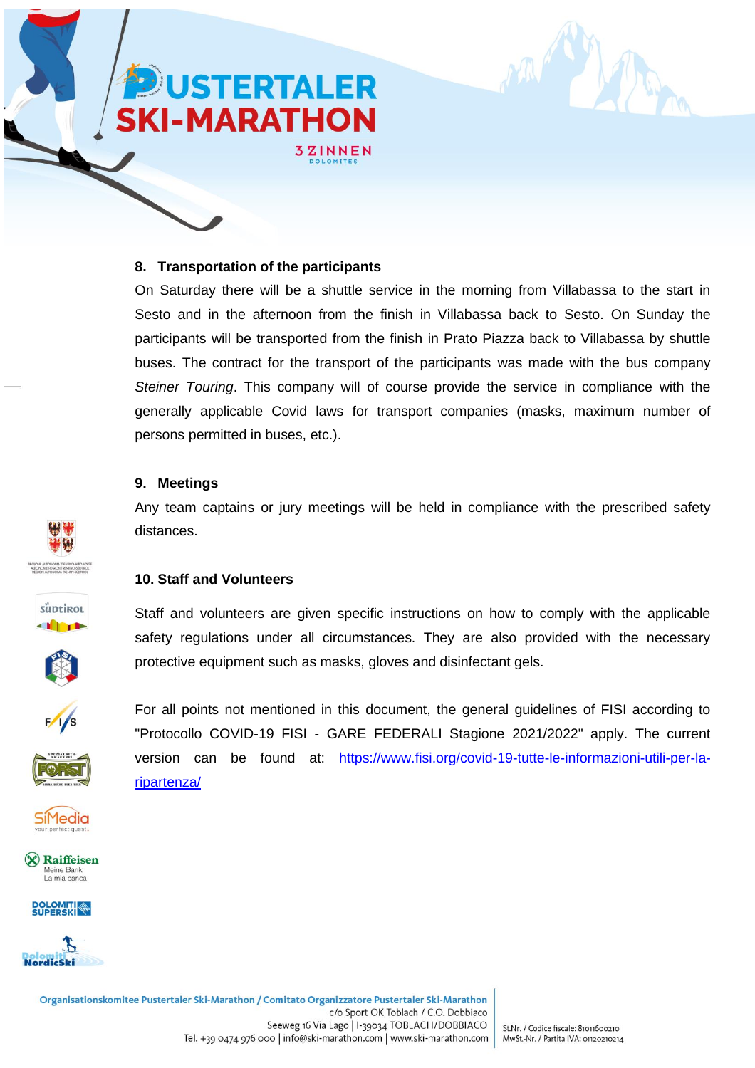## 8. Transportation of the participants

On Saturday there will be a shuttle service in the morning from Villabassa to the start in Sesto and in the afternoon from the finish in Villabassa back to Sesto. On Sunday the participants will be transported from the finish in Prato Piazza back to Villabassa by shuttle buses. The contract for the transport of the participants was made with the bus company *Steiner Touring*. This company will of course provide the service in compliance with the generally applicable Covid laws for transport companies (masks, maximum number of persons permitted in buses, etc.).

## 9. Meetings

Any team captains or jury meetings will be held in compliance with the prescribed safety distances.

## 10. Staff and Volunteers

Staff and volunteers are given specific instructions on how to comply with the applicable safety regulations under all circumstances. They are also provided with the necessary protective equipment such as masks, gloves and disinfectant gels.

For all points not mentioned in this document, the general guidelines of FISI according to "Protocollo COVID-19 FISI - GARE FEDERALI Stagione 2021/2022" apply. The current version can be found at: [https://www.fisi.org/covid-19-tutte-le-informazioni-utili-per-la-ripartenza/](https://www.fisi.org/covid-19-tutte-le-informazioni-utili-per-la-ripartenza/)

Organisationskomitee Pustertaler Ski-Marathon / Comitato Organizzatore Pustertaler Ski-Marathon
c/o Sport OK Toblach / C.O. Dobbiaco
Seeweg 16 Via Lago | I-39034 TOBLACH/DOBBIACO
Tel. +39 0474 976 000 | info@ski-marathon.com | www.ski-marathon.com

St.Nr. / Codice fiscale: 81011600210
MwSt.-Nr. / Partita IVA: 01120210214